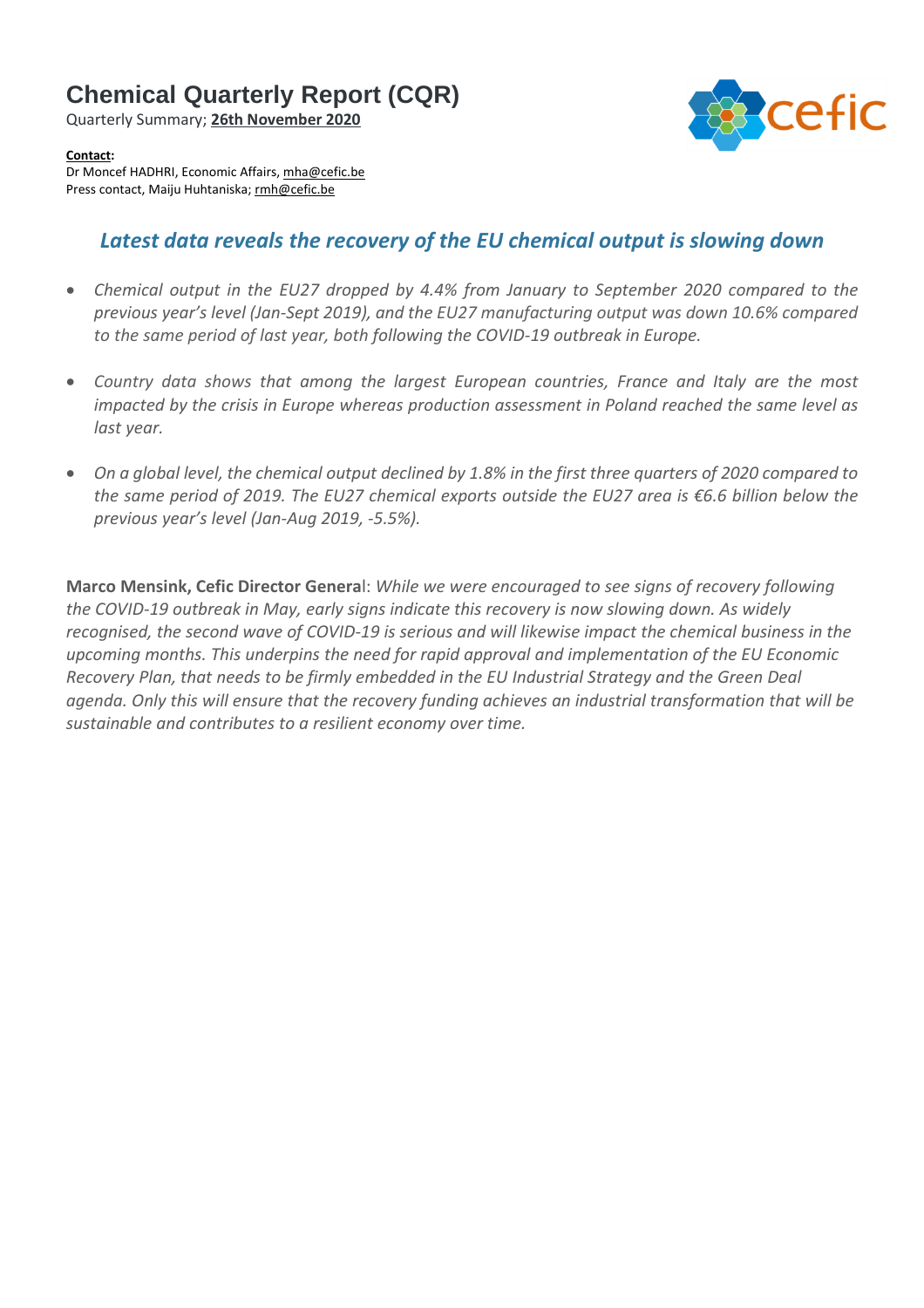# Chemical Quarterly Report (CQR)

Quarterly Summary; **26th November 2020**

**Contact:**
Dr Moncef HADHRI, Economic Affairs, mha@cefic.be
Press contact, Maiju Huhtaniska; rmh@cefic.be

## *Latest data reveals the recovery of the EU chemical output is slowing down*

- *Chemical output in the EU27 dropped by 4.4% from January to September 2020 compared to the previous year's level (Jan-Sept 2019), and the EU27 manufacturing output was down 10.6% compared to the same period of last year, both following the COVID-19 outbreak in Europe.*
- *Country data shows that among the largest European countries, France and Italy are the most impacted by the crisis in Europe whereas production assessment in Poland reached the same level as last year.*
- *On a global level, the chemical output declined by 1.8% in the first three quarters of 2020 compared to the same period of 2019. The EU27 chemical exports outside the EU27 area is €6.6 billion below the previous year's level (Jan-Aug 2019, -5.5%).*

**Marco Mensink, Cefic Director General**: *While we were encouraged to see signs of recovery following the COVID-19 outbreak in May, early signs indicate this recovery is now slowing down. As widely recognised, the second wave of COVID-19 is serious and will likewise impact the chemical business in the upcoming months. This underpins the need for rapid approval and implementation of the EU Economic Recovery Plan, that needs to be firmly embedded in the EU Industrial Strategy and the Green Deal agenda. Only this will ensure that the recovery funding achieves an industrial transformation that will be sustainable and contributes to a resilient economy over time.*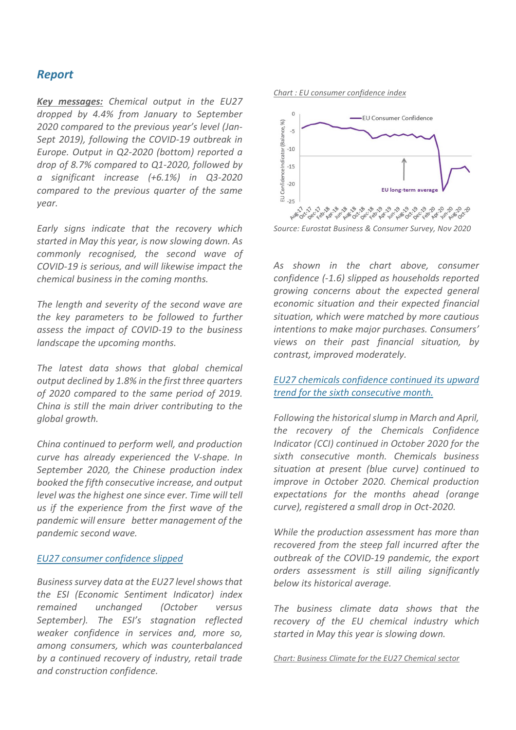## *Report*

***Key messages:*** *Chemical output in the EU27 dropped by 4.4% from January to September 2020 compared to the previous year's level (Jan-Sept 2019), following the COVID-19 outbreak in Europe. Output in Q2-2020 (bottom) reported a drop of 8.7% compared to Q1-2020, followed by a significant increase (+6.1%) in Q3-2020 compared to the previous quarter of the same year.*

*Early signs indicate that the recovery which started in May this year, is now slowing down. As commonly recognised, the second wave of COVID-19 is serious, and will likewise impact the chemical business in the coming months.*

*The length and severity of the second wave are the key parameters to be followed to further assess the impact of COVID-19 to the business landscape the upcoming months.*

*The latest data shows that global chemical output declined by 1.8% in the first three quarters of 2020 compared to the same period of 2019. China is still the main driver contributing to the global growth.*

*China continued to perform well, and production curve has already experienced the V-shape. In September 2020, the Chinese production index booked the fifth consecutive increase, and output level was the highest one since ever. Time will tell us if the experience from the first wave of the pandemic will ensure better management of the pandemic second wave.*

### *EU27 consumer confidence slipped*

*Business survey data at the EU27 level shows that the ESI (Economic Sentiment Indicator) index remained unchanged (October versus September). The ESI's stagnation reflected weaker confidence in services and, more so, among consumers, which was counterbalanced by a continued recovery of industry, retail trade and construction confidence.*

*Chart : EU consumer confidence index*

*Source: Eurostat Business & Consumer Survey, Nov 2020*

*As shown in the chart above, consumer confidence (-1.6) slipped as households reported growing concerns about the expected general economic situation and their expected financial situation, which were matched by more cautious intentions to make major purchases. Consumers' views on their past financial situation, by contrast, improved moderately.*

### *EU27 chemicals confidence continued its upward trend for the sixth consecutive month.*

*Following the historical slump in March and April, the recovery of the Chemicals Confidence Indicator (CCI) continued in October 2020 for the sixth consecutive month. Chemicals business situation at present (blue curve) continued to improve in October 2020. Chemical production expectations for the months ahead (orange curve), registered a small drop in Oct-2020.*

*While the production assessment has more than recovered from the steep fall incurred after the outbreak of the COVID-19 pandemic, the export orders assessment is still ailing significantly below its historical average.*

*The business climate data shows that the recovery of the EU chemical industry which started in May this year is slowing down.*

*Chart: Business Climate for the EU27 Chemical sector*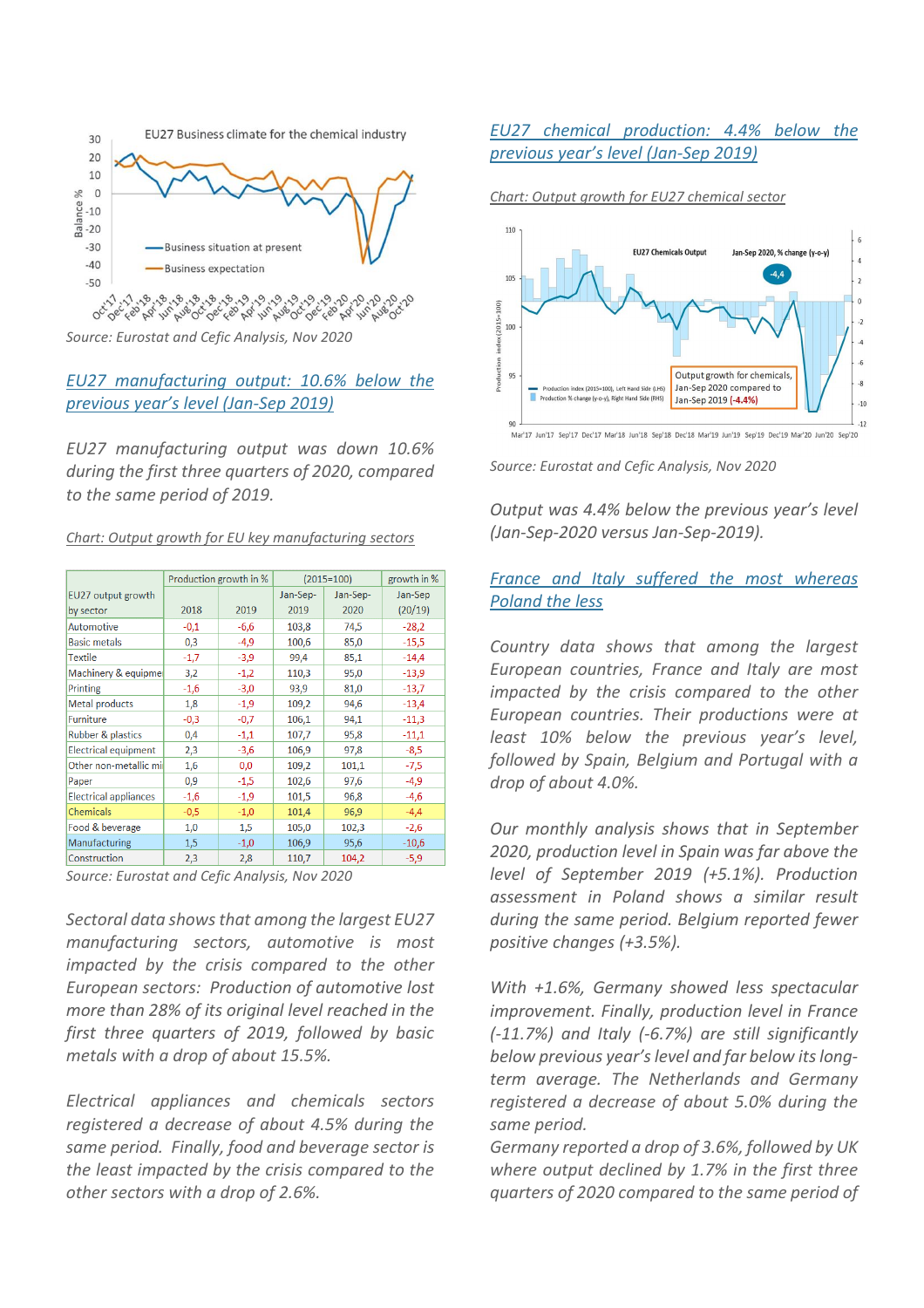Source: Eurostat and Cefic Analysis, Nov 2020

## EU27 manufacturing output: 10.6% below the previous year's level (Jan-Sep 2019)

*EU27 manufacturing output was down 10.6% during the first three quarters of 2020, compared to the same period of 2019.*

Chart: Output growth for EU key manufacturing sectors

| EU27 output growth by sector | Production growth in % | | (2015=100) | | growth in % |
|---|---|---|---|---|---|
| | 2018 | 2019 | Jan-Sep-2019 | Jan-Sep-2020 | Jan-Sep (20/19) |
| Automotive | -0,1 | -6,6 | 103,8 | 74,5 | -28,2 |
| Basic metals | 0,3 | -4,9 | 100,6 | 85,0 | -15,5 |
| Textile | -1,7 | -3,9 | 99,4 | 85,1 | -14,4 |
| Machinery & equipme | 3,2 | -1,2 | 110,3 | 95,0 | -13,9 |
| Printing | -1,6 | -3,0 | 93,9 | 81,0 | -13,7 |
| Metal products | 1,8 | -1,9 | 109,2 | 94,6 | -13,4 |
| Furniture | -0,3 | -0,7 | 106,1 | 94,1 | -11,3 |
| Rubber & plastics | 0,4 | -1,1 | 107,7 | 95,8 | -11,1 |
| Electrical equipment | 2,3 | -3,6 | 106,9 | 97,8 | -8,5 |
| Other non-metallic mi | 1,6 | 0,0 | 109,2 | 101,1 | -7,5 |
| Paper | 0,9 | -1,5 | 102,6 | 97,6 | -4,9 |
| Electrical appliances | -1,6 | -1,9 | 101,5 | 96,8 | -4,6 |
| Chemicals | -0,5 | -1,0 | 101,4 | 96,9 | -4,4 |
| Food & beverage | 1,0 | 1,5 | 105,0 | 102,3 | -2,6 |
| Manufacturing | 1,5 | -1,0 | 106,9 | 95,6 | -10,6 |
| Construction | 2,3 | 2,8 | 110,7 | 104,2 | -5,9 |

Source: Eurostat and Cefic Analysis, Nov 2020

*Sectoral data shows that among the largest EU27 manufacturing sectors, automotive is most impacted by the crisis compared to the other European sectors: Production of automotive lost more than 28% of its original level reached in the first three quarters of 2019, followed by basic metals with a drop of about 15.5%.*

*Electrical appliances and chemicals sectors registered a decrease of about 4.5% during the same period. Finally, food and beverage sector is the least impacted by the crisis compared to the other sectors with a drop of 2.6%.*

## EU27 chemical production: 4.4% below the previous year's level (Jan-Sep 2019)

Chart: Output growth for EU27 chemical sector

Source: Eurostat and Cefic Analysis, Nov 2020

*Output was 4.4% below the previous year's level (Jan-Sep-2020 versus Jan-Sep-2019).*

## France and Italy suffered the most whereas Poland the less

*Country data shows that among the largest European countries, France and Italy are most impacted by the crisis compared to the other European countries. Their productions were at least 10% below the previous year's level, followed by Spain, Belgium and Portugal with a drop of about 4.0%.*

*Our monthly analysis shows that in September 2020, production level in Spain was far above the level of September 2019 (+5.1%). Production assessment in Poland shows a similar result during the same period. Belgium reported fewer positive changes (+3.5%).*

*With +1.6%, Germany showed less spectacular improvement. Finally, production level in France (-11.7%) and Italy (-6.7%) are still significantly below previous year's level and far below its long-term average. The Netherlands and Germany registered a decrease of about 5.0% during the same period.*
*Germany reported a drop of 3.6%, followed by UK where output declined by 1.7% in the first three quarters of 2020 compared to the same period of*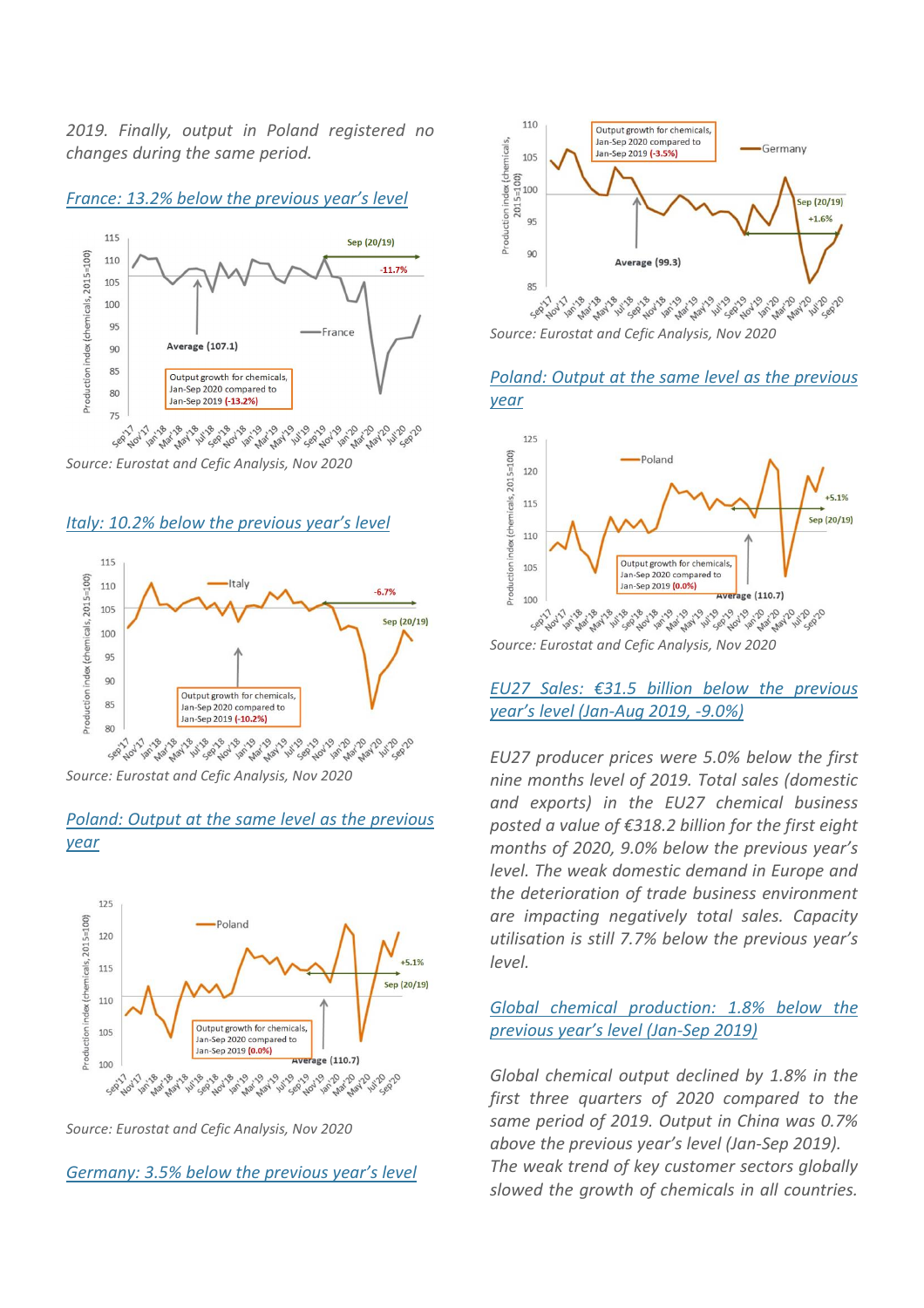2019. Finally, output in Poland registered no changes during the same period.

*France: 13.2% below the previous year's level*

Source: Eurostat and Cefic Analysis, Nov 2020

*Italy: 10.2% below the previous year's level*

Source: Eurostat and Cefic Analysis, Nov 2020

*Poland: Output at the same level as the previous year*

Source: Eurostat and Cefic Analysis, Nov 2020

*Germany: 3.5% below the previous year's level*

Source: Eurostat and Cefic Analysis, Nov 2020

*Poland: Output at the same level as the previous year*

Source: Eurostat and Cefic Analysis, Nov 2020

*EU27 Sales: €31.5 billion below the previous year's level (Jan-Aug 2019, -9.0%)*

*EU27 producer prices were 5.0% below the first nine months level of 2019. Total sales (domestic and exports) in the EU27 chemical business posted a value of €318.2 billion for the first eight months of 2020, 9.0% below the previous year's level. The weak domestic demand in Europe and the deterioration of trade business environment are impacting negatively total sales. Capacity utilisation is still 7.7% below the previous year's level.*

*Global chemical production: 1.8% below the previous year's level (Jan-Sep 2019)*

*Global chemical output declined by 1.8% in the first three quarters of 2020 compared to the same period of 2019. Output in China was 0.7% above the previous year's level (Jan-Sep 2019). The weak trend of key customer sectors globally slowed the growth of chemicals in all countries.*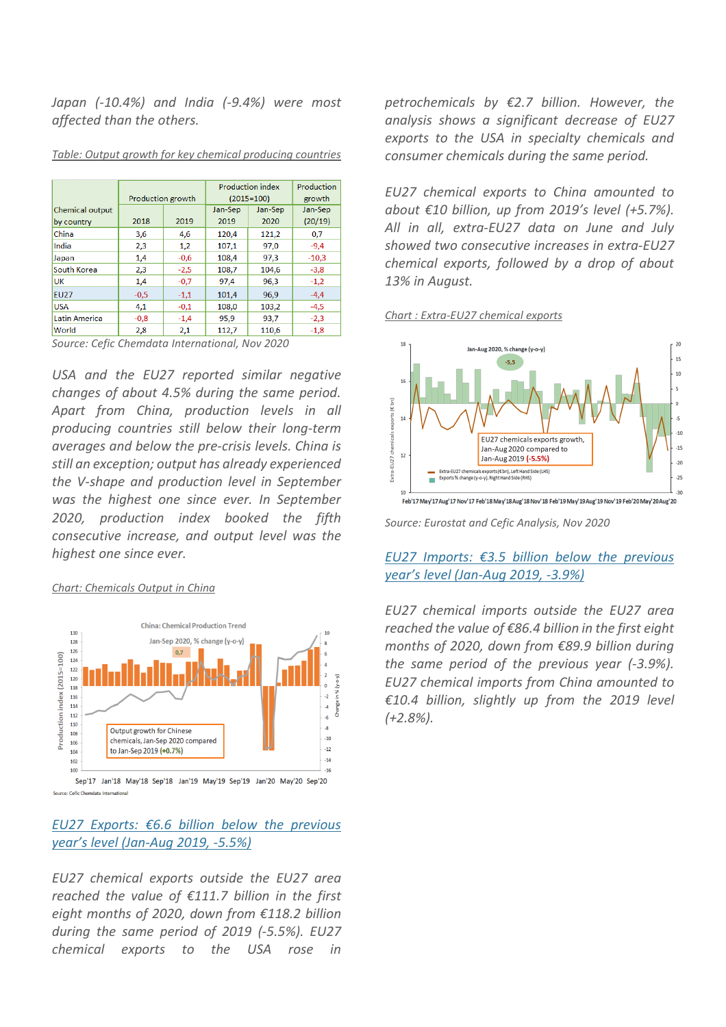*Japan (-10.4%) and India (-9.4%) were most affected than the others.*

*Table: Output growth for key chemical producing countries*

| Chemical output by country | Production growth | | Production index (2015=100) | | Production growth |
|---|---|---|---|---|---|
| | 2018 | 2019 | Jan-Sep 2019 | Jan-Sep 2020 | Jan-Sep (20/19) |
| China | 3,6 | 4,6 | 120,4 | 121,2 | 0,7 |
| India | 2,3 | 1,2 | 107,1 | 97,0 | -9,4 |
| Japan | 1,4 | -0,6 | 108,4 | 97,3 | -10,3 |
| South Korea | 2,3 | -2,5 | 108,7 | 104,6 | -3,8 |
| UK | 1,4 | -0,7 | 97,4 | 96,3 | -1,2 |
| EU27 | -0,5 | -1,1 | 101,4 | 96,9 | -4,4 |
| USA | 4,1 | -0,1 | 108,0 | 103,2 | -4,5 |
| Latin America | -0,8 | -1,4 | 95,9 | 93,7 | -2,3 |
| World | 2,8 | 2,1 | 112,7 | 110,6 | -1,8 |

*Source: Cefic Chemdata International, Nov 2020*

*USA and the EU27 reported similar negative changes of about 4.5% during the same period. Apart from China, production levels in all producing countries still below their long-term averages and below the pre-crisis levels. China is still an exception; output has already experienced the V-shape and production level in September was the highest one since ever. In September 2020, production index booked the fifth consecutive increase, and output level was the highest one since ever.*

*Chart: Chemicals Output in China*

China: Chemical Production Trend

Jan-Sep 2020, % change (y-o-y)

0,7

Output growth for Chinese chemicals, Jan-Sep 2020 compared to Jan-Sep 2019 (+0.7%)

Production index (2015=100)

Change in % (y-o-y)

Sep'17 Jan'18 May'18 Sep'18 Jan'19 May'19 Sep'19 Jan'20 May'20 Sep'20

Source: Cefic Chemdata International

## *EU27 Exports: €6.6 billion below the previous year's level (Jan-Aug 2019, -5.5%)*

*EU27 chemical exports outside the EU27 area reached the value of €111.7 billion in the first eight months of 2020, down from €118.2 billion during the same period of 2019 (-5.5%). EU27 chemical exports to the USA rose in petrochemicals by €2.7 billion. However, the analysis shows a significant decrease of EU27 exports to the USA in specialty chemicals and consumer chemicals during the same period.*

*EU27 chemical exports to China amounted to about €10 billion, up from 2019's level (+5.7%). All in all, extra-EU27 data on June and July showed two consecutive increases in extra-EU27 chemical exports, followed by a drop of about 13% in August.*

*Chart : Extra-EU27 chemical exports*

Jan-Aug 2020, % change (y-o-y)

-5,5

EU27 chemicals exports growth, Jan-Aug 2020 compared to Jan-Aug 2019 (-5.5%)

Extra-EU27 chemicals exports (€ bn), Left Hand Side (LHS)

Exports % change (y-o-y), Right Hand Side (RHS)

Extra-EU27 chemicals exports (€ bn)

Feb'17 May'17 Aug'17 Nov'17 Feb'18 May'18 Aug'18 Nov'18 Feb'19 May'19 Aug'19 Nov'19 Feb'20 May'20 Aug'20

*Source: Eurostat and Cefic Analysis, Nov 2020*

## *EU27 Imports: €3.5 billion below the previous year's level (Jan-Aug 2019, -3.9%)*

*EU27 chemical imports outside the EU27 area reached the value of €86.4 billion in the first eight months of 2020, down from €89.9 billion during the same period of the previous year (-3.9%). EU27 chemical imports from China amounted to €10.4 billion, slightly up from the 2019 level (+2.8%).*